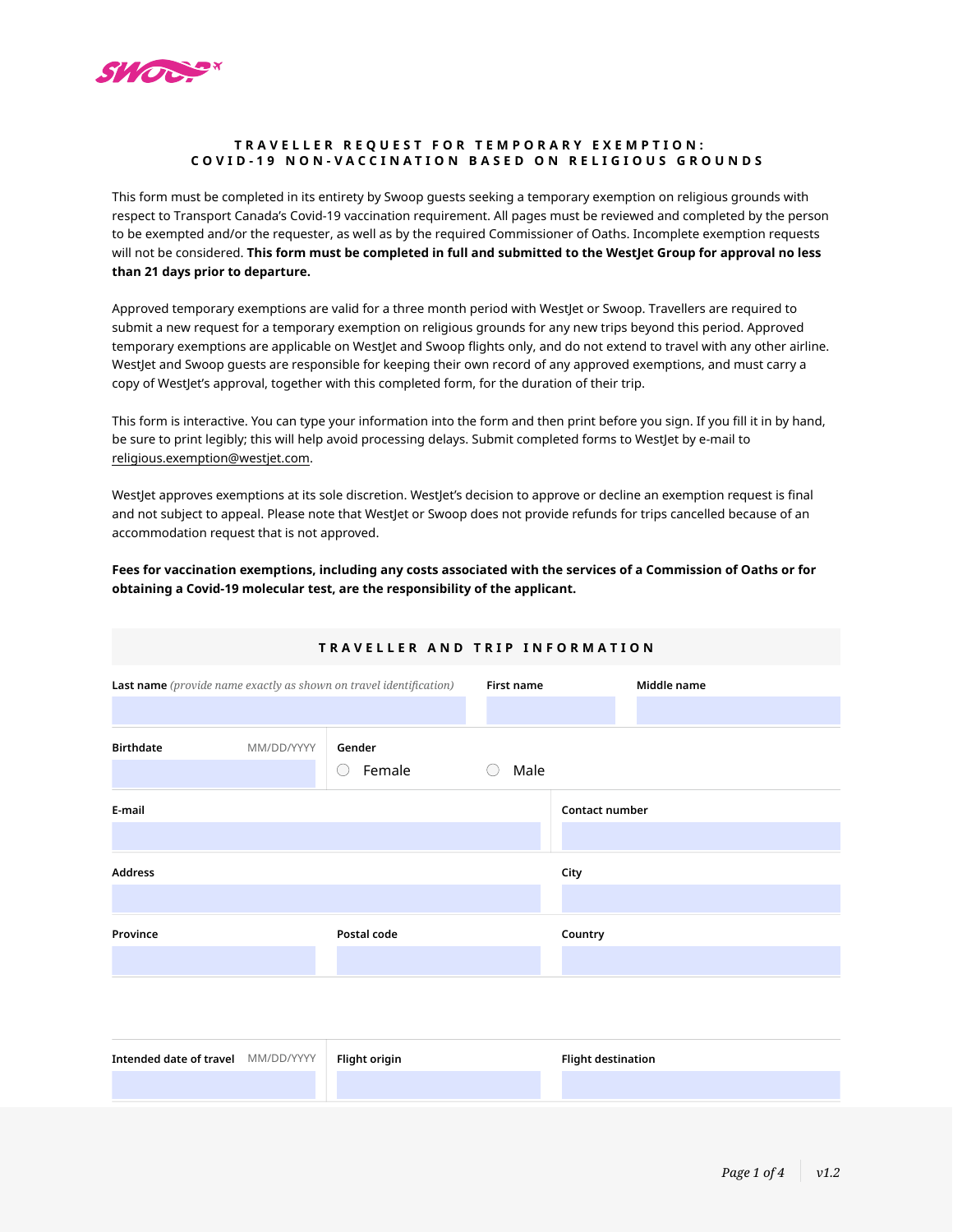# TRAVELLER REQUEST FOR TEMPORARY EXEMPTION: COVID-19 NON-VACCINATION BASED ON RELIGIOUS GROUNDS

This form must be completed in its entirety by Swoop guests seeking a temporary exemption on religious grounds with respect to Transport Canada's Covid-19 vaccination requirement. All pages must be reviewed and completed by the person to be exempted and/or the requester, as well as by the required Commissioner of Oaths. Incomplete exemption requests will not be considered. **This form must be completed in full and submitted to the WestJet Group for approval no less than 21 days prior to departure.**

Approved temporary exemptions are valid for a three month period with WestJet or Swoop. Travellers are required to submit a new request for a temporary exemption on religious grounds for any new trips beyond this period. Approved temporary exemptions are applicable on WestJet and Swoop flights only, and do not extend to travel with any other airline. WestJet and Swoop guests are responsible for keeping their own record of any approved exemptions, and must carry a copy of WestJet's approval, together with this completed form, for the duration of their trip.

This form is interactive. You can type your information into the form and then print before you sign. If you fill it in by hand, be sure to print legibly; this will help avoid processing delays. Submit completed forms to WestJet by e-mail to religious.exemption@westjet.com.

WestJet approves exemptions at its sole discretion. WestJet's decision to approve or decline an exemption request is final and not subject to appeal. Please note that WestJet or Swoop does not provide refunds for trips cancelled because of an accommodation request that is not approved.

**Fees for vaccination exemptions, including any costs associated with the services of a Commission of Oaths or for obtaining a Covid-19 molecular test, are the responsibility of the applicant.**

## TRAVELLER AND TRIP INFORMATION

| **Last name** *(provide name exactly as shown on travel identification)* | **First name** | **Middle name** |
|---|---|---|
| | | |

| **Birthdate** MM/DD/YYYY | **Gender** |
|---|---|
| | ○ Female ○ Male |

| **E-mail** | **Contact number** |
|---|---|
| | |

| **Address** | **City** |
|---|---|
| | |

| **Province** | **Postal code** | **Country** |
|---|---|---|
| | | |

| **Intended date of travel** MM/DD/YYYY | **Flight origin** | **Flight destination** |
|---|---|---|
| | | |

v1.2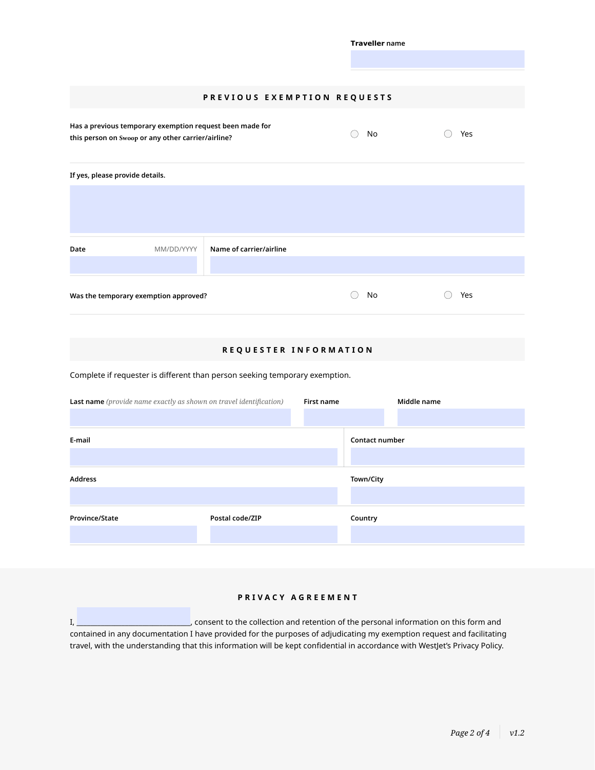**Traveller** name

## PREVIOUS EXEMPTION REQUESTS

Has a previous temporary exemption request been made for this person on Swoop or any other carrier/airline?

○ No ○ Yes

If yes, please provide details.

| Date MM/DD/YYYY | Name of carrier/airline |
| --- | --- |
| | |

Was the temporary exemption approved?

○ No ○ Yes

## REQUESTER INFORMATION

Complete if requester is different than person seeking temporary exemption.

| Last name *(provide name exactly as shown on travel identification)* | First name | Middle name |
| --- | --- | --- |
| | | |

| E-mail | Contact number |
| --- | --- |
| | |

| Address | Town/City |
| --- | --- |
| | |

| Province/State | Postal code/ZIP | Country |
| --- | --- | --- |
| | | |

## PRIVACY AGREEMENT

I, ______________________________, consent to the collection and retention of the personal information on this form and contained in any documentation I have provided for the purposes of adjudicating my exemption request and facilitating travel, with the understanding that this information will be kept confidential in accordance with WestJet's Privacy Policy.

v1.2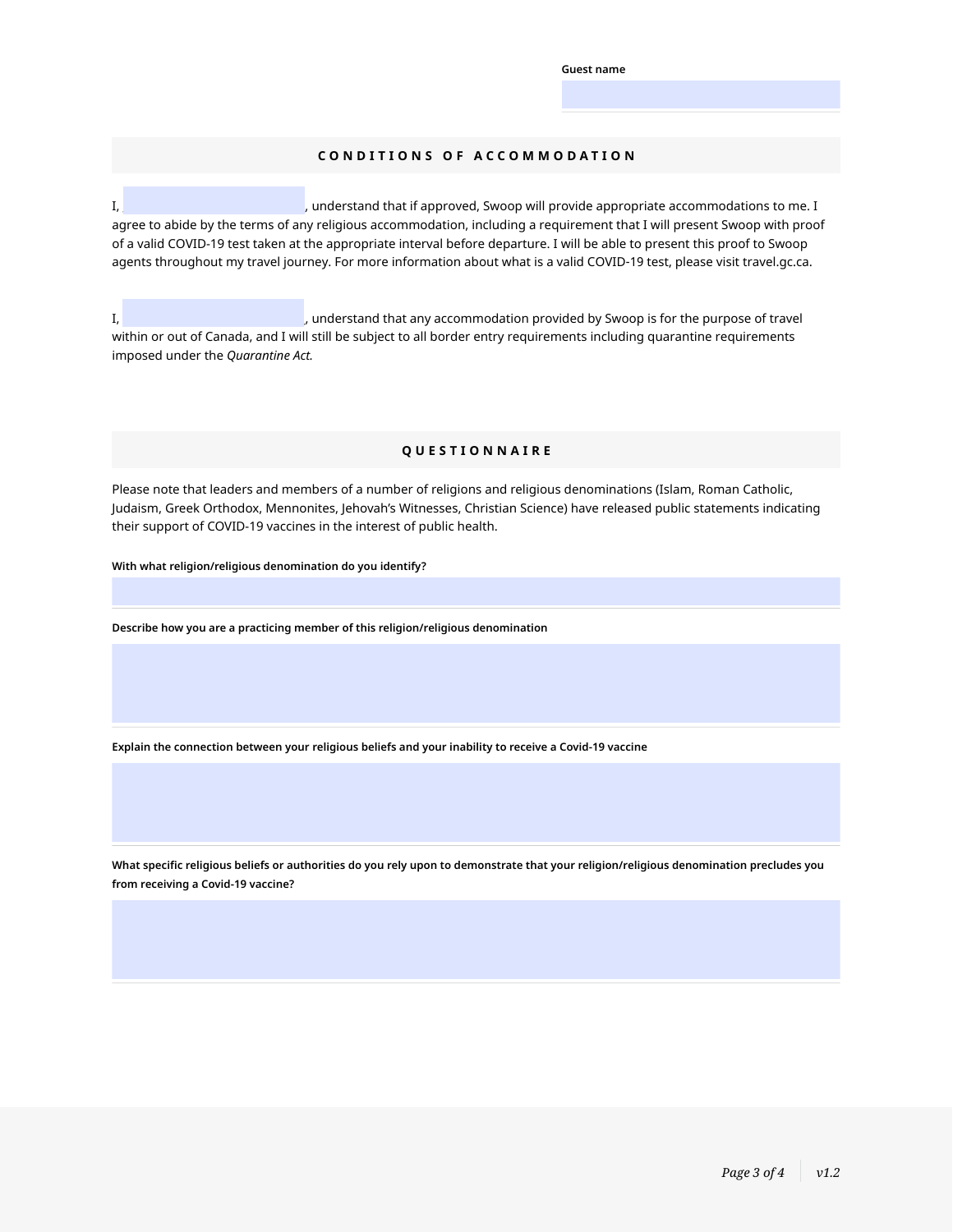**Guest name**

______________________

## CONDITIONS OF ACCOMMODATION

I, ______________________, understand that if approved, Swoop will provide appropriate accommodations to me. I agree to abide by the terms of any religious accommodation, including a requirement that I will present Swoop with proof of a valid COVID-19 test taken at the appropriate interval before departure. I will be able to present this proof to Swoop agents throughout my travel journey. For more information about what is a valid COVID-19 test, please visit travel.gc.ca.

I, ______________________, understand that any accommodation provided by Swoop is for the purpose of travel within or out of Canada, and I will still be subject to all border entry requirements including quarantine requirements imposed under the *Quarantine Act*.

## QUESTIONNAIRE

Please note that leaders and members of a number of religions and religious denominations (Islam, Roman Catholic, Judaism, Greek Orthodox, Mennonites, Jehovah's Witnesses, Christian Science) have released public statements indicating their support of COVID-19 vaccines in the interest of public health.

**With what religion/religious denomination do you identify?**

______________________

**Describe how you are a practicing member of this religion/religious denomination**

______________________

**Explain the connection between your religious beliefs and your inability to receive a Covid-19 vaccine**

______________________

**What specific religious beliefs or authorities do you rely upon to demonstrate that your religion/religious denomination precludes you from receiving a Covid-19 vaccine?**

______________________

v1.2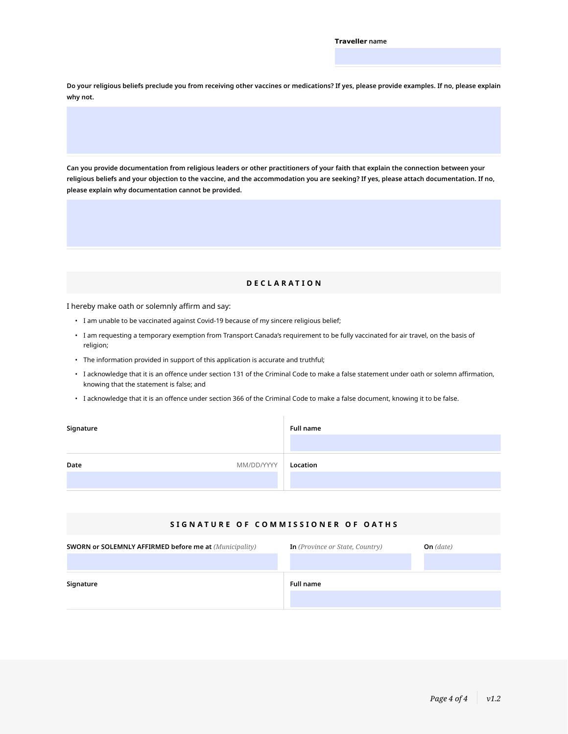**Traveller** name

**Do your religious beliefs preclude you from receiving other vaccines or medications? If yes, please provide examples. If no, please explain why not.**

**Can you provide documentation from religious leaders or other practitioners of your faith that explain the connection between your religious beliefs and your objection to the vaccine, and the accommodation you are seeking? If yes, please attach documentation. If no, please explain why documentation cannot be provided.**

## DECLARATION

I hereby make oath or solemnly affirm and say:

- I am unable to be vaccinated against Covid-19 because of my sincere religious belief;
- I am requesting a temporary exemption from Transport Canada's requirement to be fully vaccinated for air travel, on the basis of religion;
- The information provided in support of this application is accurate and truthful;
- I acknowledge that it is an offence under section 131 of the Criminal Code to make a false statement under oath or solemn affirmation, knowing that the statement is false; and
- I acknowledge that it is an offence under section 366 of the Criminal Code to make a false document, knowing it to be false.

| | |
|---|---|
| **Signature** | **Full name** |
| **Date** MM/DD/YYYY | **Location** |

## SIGNATURE OF COMMISSIONER OF OATHS

| | | |
|---|---|---|
| **SWORN or SOLEMNLY AFFIRMED before me at** *(Municipality)* | **In** *(Province or State, Country)* | **On** *(date)* |
| **Signature** | **Full name** | |